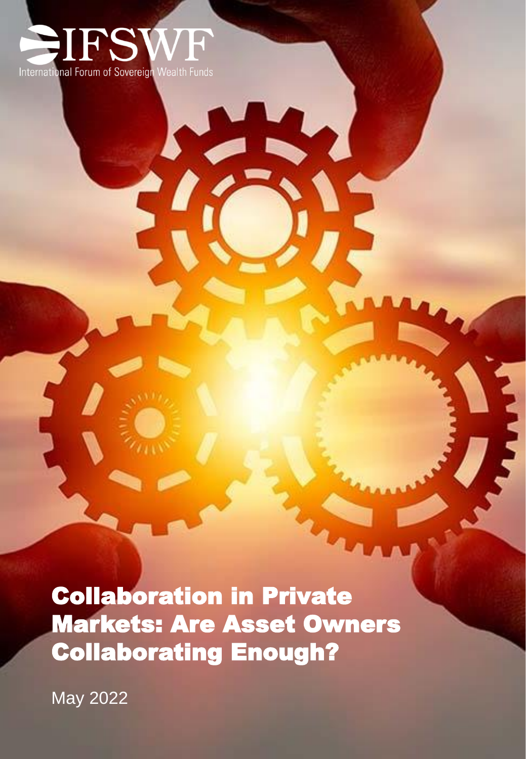IFSWF

International Forum of Sovereign Wealth Funds

# Collaboration in Private Markets: Are Asset Owners Collaborating Enough?

May 2022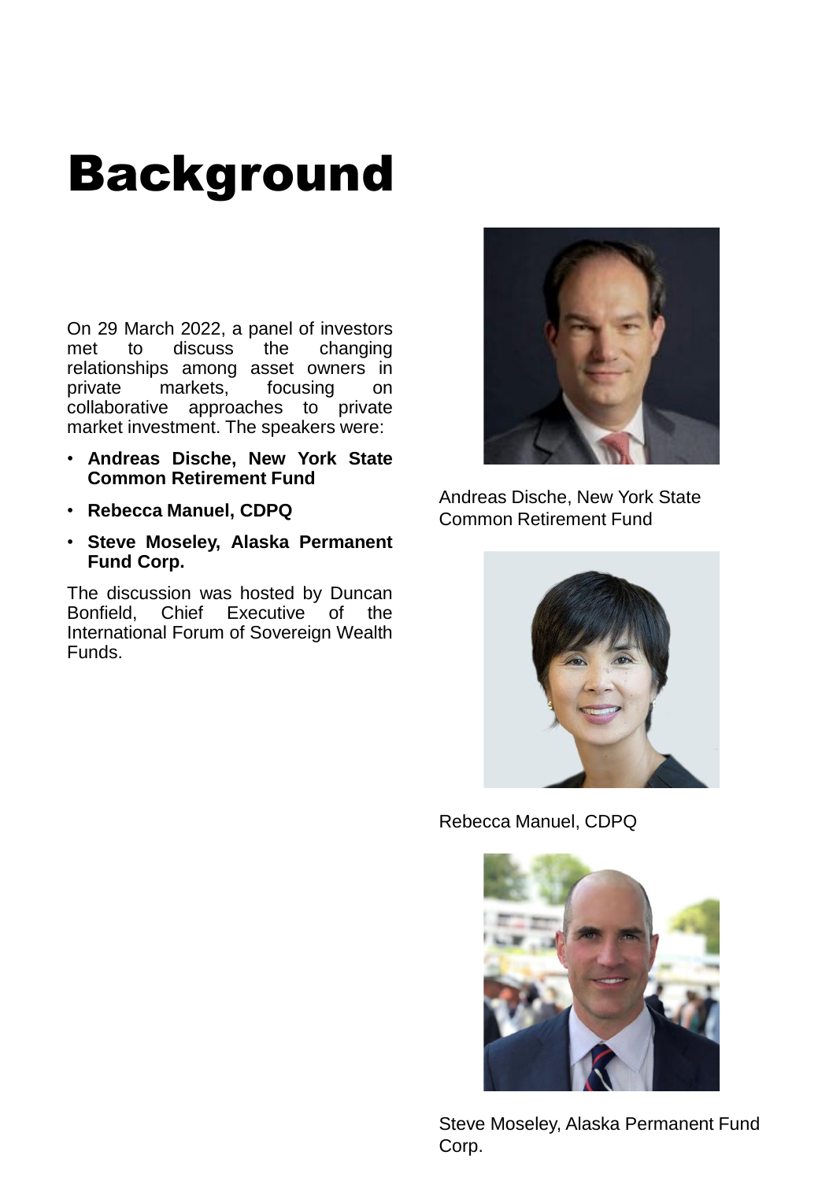# Background

On 29 March 2022, a panel of investors met to discuss the changing relationships among asset owners in private markets, focusing on collaborative approaches to private market investment. The speakers were:

- **Andreas Dische, New York State Common Retirement Fund**
- **Rebecca Manuel, CDPQ**
- **Steve Moseley, Alaska Permanent Fund Corp.**

The discussion was hosted by Duncan Bonfield, Chief Executive of the International Forum of Sovereign Wealth Funds.

Andreas Dische, New York State Common Retirement Fund

Rebecca Manuel, CDPQ

Steve Moseley, Alaska Permanent Fund Corp.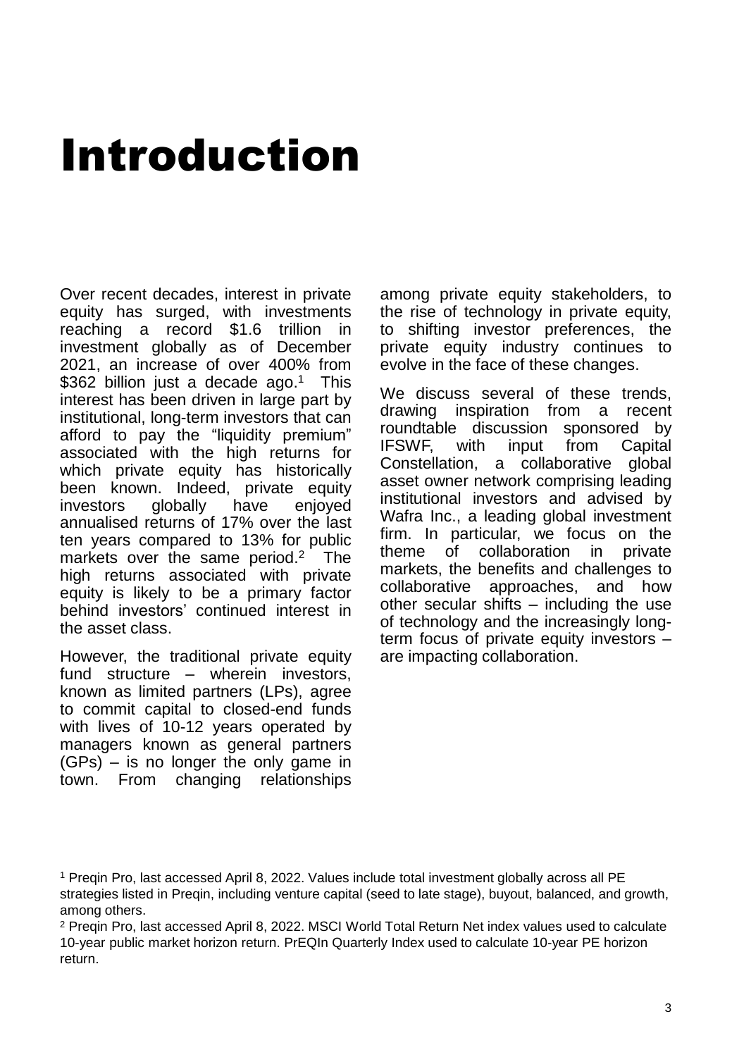# Introduction

Over recent decades, interest in private equity has surged, with investments reaching a record \$1.6 trillion in investment globally as of December 2021, an increase of over 400% from \$362 billion just a decade ago.[1] This interest has been driven in large part by institutional, long-term investors that can afford to pay the "liquidity premium" associated with the high returns for which private equity has historically been known. Indeed, private equity investors globally have enjoyed annualised returns of 17% over the last ten years compared to 13% for public markets over the same period.[2] The high returns associated with private equity is likely to be a primary factor behind investors' continued interest in the asset class.

However, the traditional private equity fund structure – wherein investors, known as limited partners (LPs), agree to commit capital to closed-end funds with lives of 10-12 years operated by managers known as general partners (GPs) – is no longer the only game in town. From changing relationships among private equity stakeholders, to the rise of technology in private equity, to shifting investor preferences, the private equity industry continues to evolve in the face of these changes.

We discuss several of these trends, drawing inspiration from a recent roundtable discussion sponsored by IFSWF, with input from Capital Constellation, a collaborative global asset owner network comprising leading institutional investors and advised by Wafra Inc., a leading global investment firm. In particular, we focus on the theme of collaboration in private markets, the benefits and challenges to collaborative approaches, and how other secular shifts – including the use of technology and the increasingly long-term focus of private equity investors – are impacting collaboration.

[1] Preqin Pro, last accessed April 8, 2022. Values include total investment globally across all PE strategies listed in Preqin, including venture capital (seed to late stage), buyout, balanced, and growth, among others.

[2] Preqin Pro, last accessed April 8, 2022. MSCI World Total Return Net index values used to calculate 10-year public market horizon return. PrEQIn Quarterly Index used to calculate 10-year PE horizon return.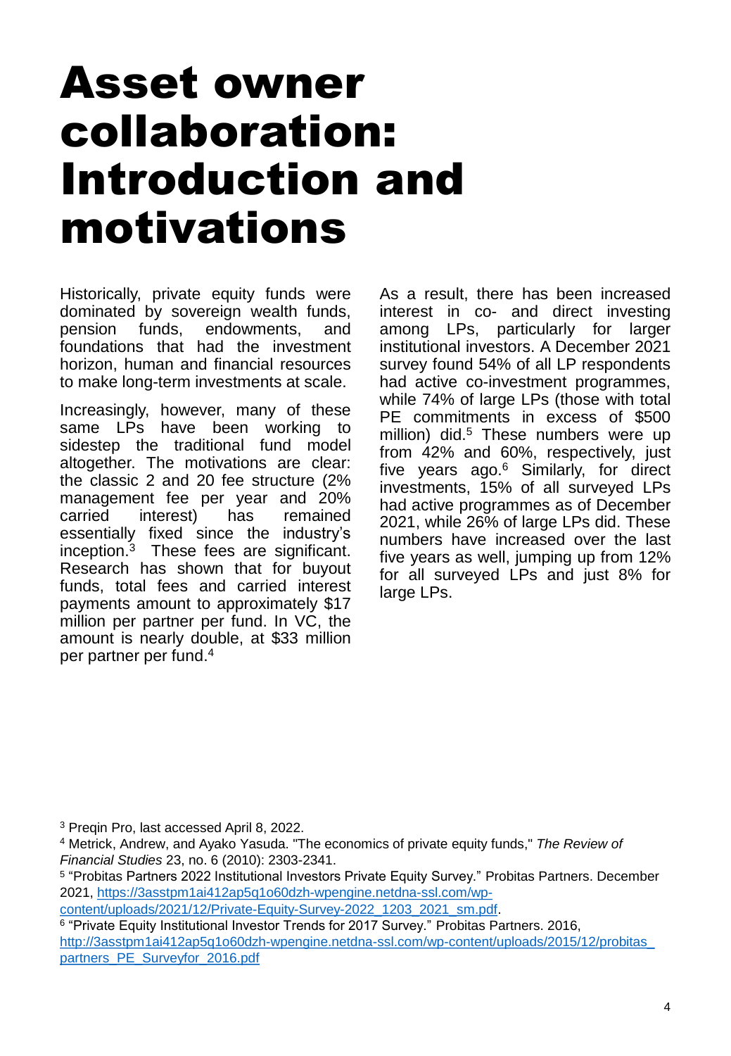# Asset owner collaboration: Introduction and motivations

Historically, private equity funds were dominated by sovereign wealth funds, pension funds, endowments, and foundations that had the investment horizon, human and financial resources to make long-term investments at scale.

Increasingly, however, many of these same LPs have been working to sidestep the traditional fund model altogether. The motivations are clear: the classic 2 and 20 fee structure (2% management fee per year and 20% carried interest) has remained essentially fixed since the industry's inception.[3] These fees are significant. Research has shown that for buyout funds, total fees and carried interest payments amount to approximately $17 million per partner per fund. In VC, the amount is nearly double, at $33 million per partner per fund.[4]

As a result, there has been increased interest in co- and direct investing among LPs, particularly for larger institutional investors. A December 2021 survey found 54% of all LP respondents had active co-investment programmes, while 74% of large LPs (those with total PE commitments in excess of $500 million) did.[5] These numbers were up from 42% and 60%, respectively, just five years ago.[6] Similarly, for direct investments, 15% of all surveyed LPs had active programmes as of December 2021, while 26% of large LPs did. These numbers have increased over the last five years as well, jumping up from 12% for all surveyed LPs and just 8% for large LPs.

---

[3] Preqin Pro, last accessed April 8, 2022.

[4] Metrick, Andrew, and Ayako Yasuda. "The economics of private equity funds," *The Review of Financial Studies* 23, no. 6 (2010): 2303-2341.

[5] "Probitas Partners 2022 Institutional Investors Private Equity Survey." Probitas Partners. December 2021, https://3asstpm1ai412ap5q1o60dzh-wpengine.netdna-ssl.com/wp-content/uploads/2021/12/Private-Equity-Survey-2022_1203_2021_sm.pdf.

[6] "Private Equity Institutional Investor Trends for 2017 Survey." Probitas Partners. 2016, http://3asstpm1ai412ap5q1o60dzh-wpengine.netdna-ssl.com/wp-content/uploads/2015/12/probitas_partners_PE_Surveyfor_2016.pdf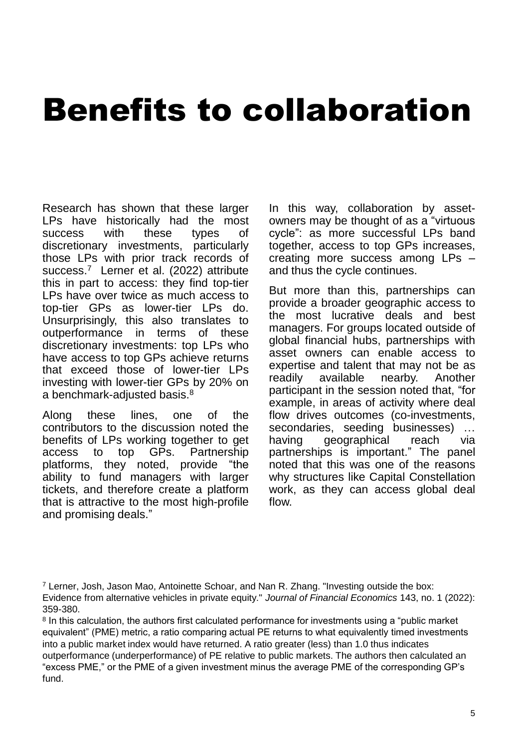# Benefits to collaboration

Research has shown that these larger LPs have historically had the most success with these types of discretionary investments, particularly those LPs with prior track records of success.[7] Lerner et al. (2022) attribute this in part to access: they find top-tier LPs have over twice as much access to top-tier GPs as lower-tier LPs do. Unsurprisingly, this also translates to outperformance in terms of these discretionary investments: top LPs who have access to top GPs achieve returns that exceed those of lower-tier LPs investing with lower-tier GPs by 20% on a benchmark-adjusted basis.[8]

Along these lines, one of the contributors to the discussion noted the benefits of LPs working together to get access to top GPs. Partnership platforms, they noted, provide "the ability to fund managers with larger tickets, and therefore create a platform that is attractive to the most high-profile and promising deals."

In this way, collaboration by asset-owners may be thought of as a "virtuous cycle": as more successful LPs band together, access to top GPs increases, creating more success among LPs – and thus the cycle continues.

But more than this, partnerships can provide a broader geographic access to the most lucrative deals and best managers. For groups located outside of global financial hubs, partnerships with asset owners can enable access to expertise and talent that may not be as readily available nearby. Another participant in the session noted that, "for example, in areas of activity where deal flow drives outcomes (co-investments, secondaries, seeding businesses) … having geographical reach via partnerships is important." The panel noted that this was one of the reasons why structures like Capital Constellation work, as they can access global deal flow.

[7] Lerner, Josh, Jason Mao, Antoinette Schoar, and Nan R. Zhang. "Investing outside the box: Evidence from alternative vehicles in private equity." *Journal of Financial Economics* 143, no. 1 (2022): 359-380.

[8] In this calculation, the authors first calculated performance for investments using a "public market equivalent" (PME) metric, a ratio comparing actual PE returns to what equivalently timed investments into a public market index would have returned. A ratio greater (less) than 1.0 thus indicates outperformance (underperformance) of PE relative to public markets. The authors then calculated an "excess PME," or the PME of a given investment minus the average PME of the corresponding GP's fund.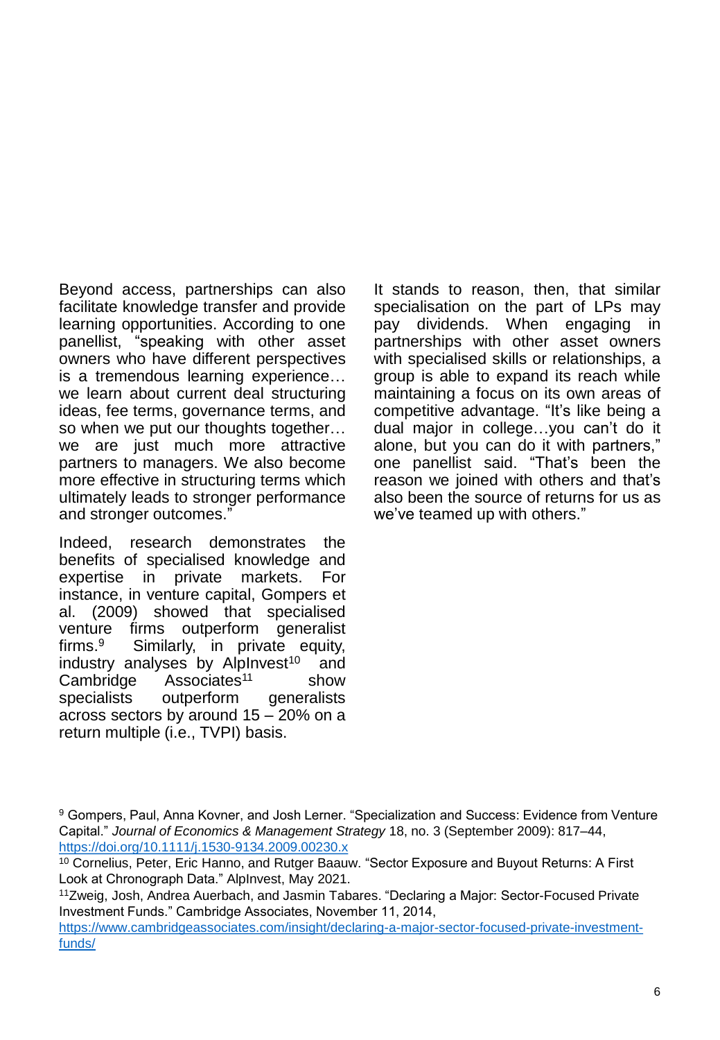Beyond access, partnerships can also facilitate knowledge transfer and provide learning opportunities. According to one panellist, "speaking with other asset owners who have different perspectives is a tremendous learning experience… we learn about current deal structuring ideas, fee terms, governance terms, and so when we put our thoughts together… we are just much more attractive partners to managers. We also become more effective in structuring terms which ultimately leads to stronger performance and stronger outcomes."

Indeed, research demonstrates the benefits of specialised knowledge and expertise in private markets. For instance, in venture capital, Gompers et al. (2009) showed that specialised venture firms outperform generalist firms.[9] Similarly, in private equity, industry analyses by AlpInvest[10] and Cambridge Associates[11] show specialists outperform generalists across sectors by around 15 – 20% on a return multiple (i.e., TVPI) basis.

It stands to reason, then, that similar specialisation on the part of LPs may pay dividends. When engaging in partnerships with other asset owners with specialised skills or relationships, a group is able to expand its reach while maintaining a focus on its own areas of competitive advantage. "It's like being a dual major in college…you can't do it alone, but you can do it with partners," one panellist said. "That's been the reason we joined with others and that's also been the source of returns for us as we've teamed up with others."

[9] Gompers, Paul, Anna Kovner, and Josh Lerner. "Specialization and Success: Evidence from Venture Capital." *Journal of Economics & Management Strategy* 18, no. 3 (September 2009): 817–44, https://doi.org/10.1111/j.1530-9134.2009.00230.x

[10] Cornelius, Peter, Eric Hanno, and Rutger Baauw. "Sector Exposure and Buyout Returns: A First Look at Chronograph Data." AlpInvest, May 2021.

[11] Zweig, Josh, Andrea Auerbach, and Jasmin Tabares. "Declaring a Major: Sector-Focused Private Investment Funds." Cambridge Associates, November 11, 2014, https://www.cambridgeassociates.com/insight/declaring-a-major-sector-focused-private-investment-funds/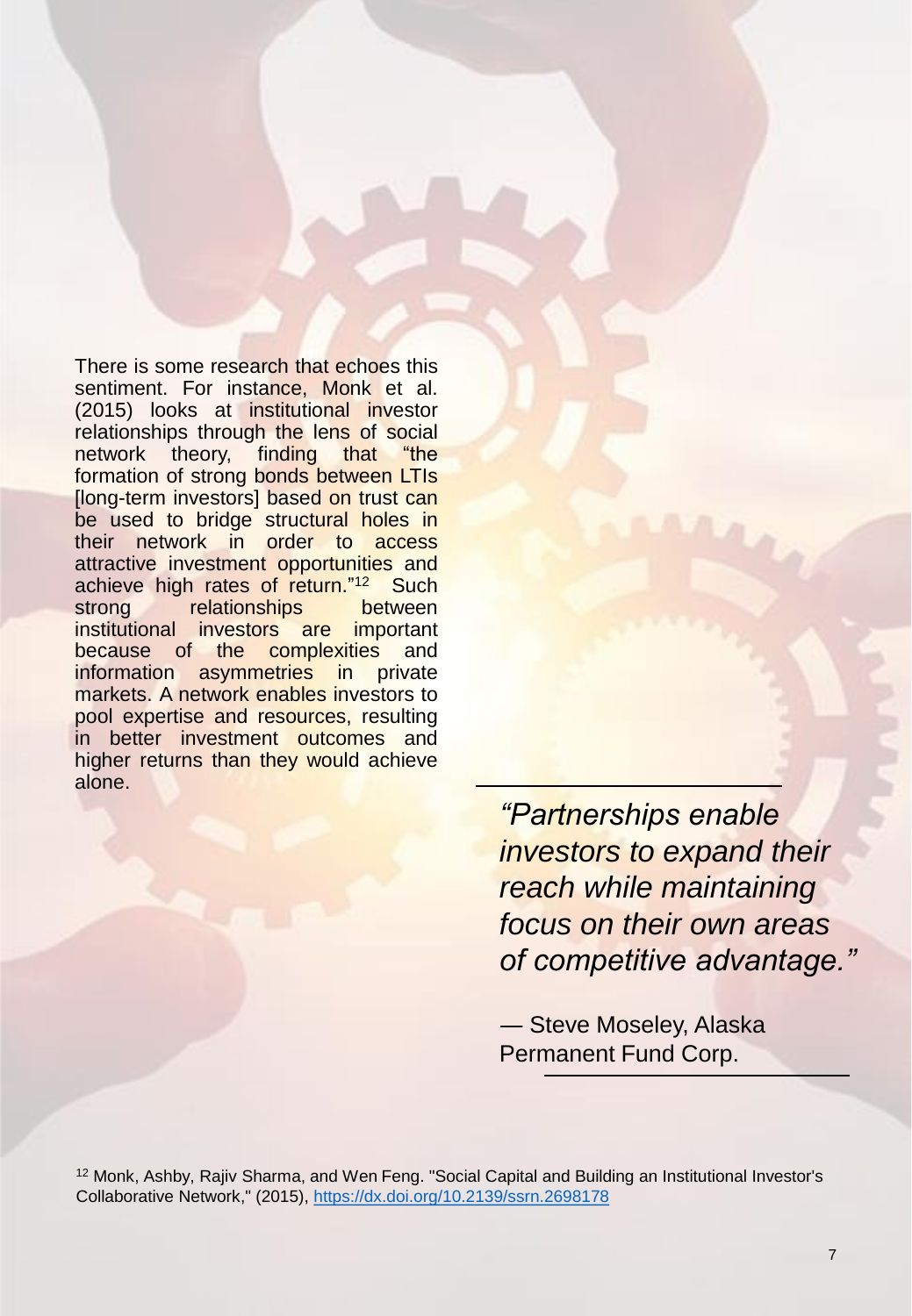There is some research that echoes this sentiment. For instance, Monk et al. (2015) looks at institutional investor relationships through the lens of social network theory, finding that "the formation of strong bonds between LTIs [long-term investors] based on trust can be used to bridge structural holes in their network in order to access attractive investment opportunities and achieve high rates of return."[12] Such strong relationships between institutional investors are important because of the complexities and information asymmetries in private markets. A network enables investors to pool expertise and resources, resulting in better investment outcomes and higher returns than they would achieve alone.

> *"Partnerships enable investors to expand their reach while maintaining focus on their own areas of competitive advantage."*
>
> — Steve Moseley, Alaska Permanent Fund Corp.

[12] Monk, Ashby, Rajiv Sharma, and Wen Feng. "Social Capital and Building an Institutional Investor's Collaborative Network," (2015), https://dx.doi.org/10.2139/ssrn.2698178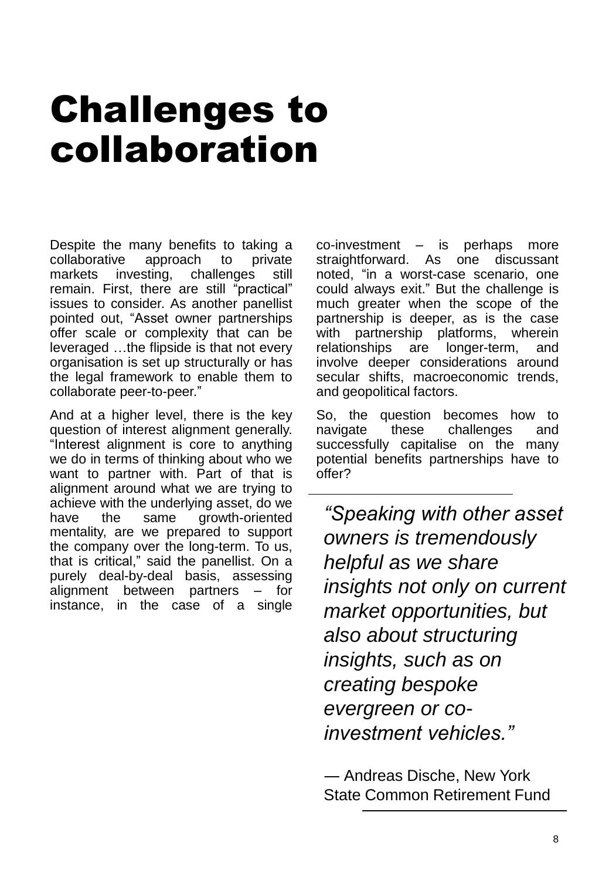# Challenges to collaboration

Despite the many benefits to taking a collaborative approach to private markets investing, challenges still remain. First, there are still "practical" issues to consider. As another panellist pointed out, "Asset owner partnerships offer scale or complexity that can be leveraged …the flipside is that not every organisation is set up structurally or has the legal framework to enable them to collaborate peer-to-peer."

And at a higher level, there is the key question of interest alignment generally. "Interest alignment is core to anything we do in terms of thinking about who we want to partner with. Part of that is alignment around what we are trying to achieve with the underlying asset, do we have the same growth-oriented mentality, are we prepared to support the company over the long-term. To us, that is critical," said the panellist. On a purely deal-by-deal basis, assessing alignment between partners – for instance, in the case of a single co-investment – is perhaps more straightforward. As one discussant noted, "in a worst-case scenario, one could always exit." But the challenge is much greater when the scope of the partnership is deeper, as is the case with partnership platforms, wherein relationships are longer-term, and involve deeper considerations around secular shifts, macroeconomic trends, and geopolitical factors.

So, the question becomes how to navigate these challenges and successfully capitalise on the many potential benefits partnerships have to offer?

> *"Speaking with other asset owners is tremendously helpful as we share insights not only on current market opportunities, but also about structuring insights, such as on creating bespoke evergreen or co-investment vehicles."*
>
> — Andreas Dische, New York State Common Retirement Fund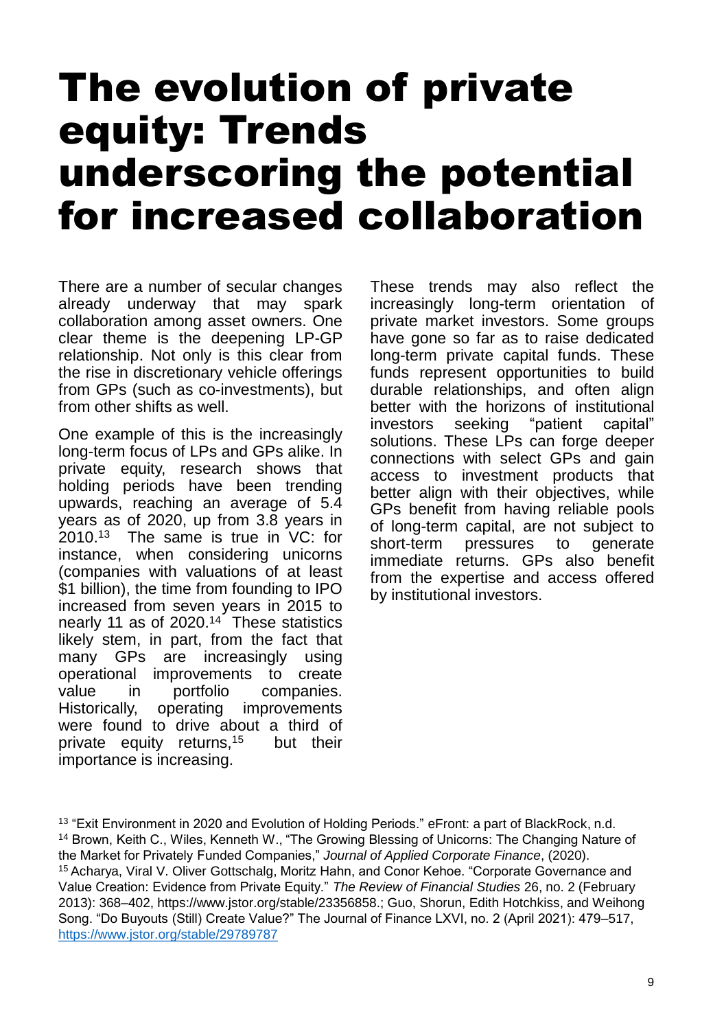# The evolution of private equity: Trends underscoring the potential for increased collaboration

There are a number of secular changes already underway that may spark collaboration among asset owners. One clear theme is the deepening LP-GP relationship. Not only is this clear from the rise in discretionary vehicle offerings from GPs (such as co-investments), but from other shifts as well.

One example of this is the increasingly long-term focus of LPs and GPs alike. In private equity, research shows that holding periods have been trending upwards, reaching an average of 5.4 years as of 2020, up from 3.8 years in 2010.[13] The same is true in VC: for instance, when considering unicorns (companies with valuations of at least $1 billion), the time from founding to IPO increased from seven years in 2015 to nearly 11 as of 2020.[14] These statistics likely stem, in part, from the fact that many GPs are increasingly using operational improvements to create value in portfolio companies. Historically, operating improvements were found to drive about a third of private equity returns,[15] but their importance is increasing.

These trends may also reflect the increasingly long-term orientation of private market investors. Some groups have gone so far as to raise dedicated long-term private capital funds. These funds represent opportunities to build durable relationships, and often align better with the horizons of institutional investors seeking "patient capital" solutions. These LPs can forge deeper connections with select GPs and gain access to investment products that better align with their objectives, while GPs benefit from having reliable pools of long-term capital, are not subject to short-term pressures to generate immediate returns. GPs also benefit from the expertise and access offered by institutional investors.

---

[13] "Exit Environment in 2020 and Evolution of Holding Periods." eFront: a part of BlackRock, n.d.

[14] Brown, Keith C., Wiles, Kenneth W., "The Growing Blessing of Unicorns: The Changing Nature of the Market for Privately Funded Companies," *Journal of Applied Corporate Finance*, (2020).

[15] Acharya, Viral V. Oliver Gottschalg, Moritz Hahn, and Conor Kehoe. "Corporate Governance and Value Creation: Evidence from Private Equity." *The Review of Financial Studies* 26, no. 2 (February 2013): 368–402, https://www.jstor.org/stable/23356858.; Guo, Shorun, Edith Hotchkiss, and Weihong Song. "Do Buyouts (Still) Create Value?" The Journal of Finance LXVI, no. 2 (April 2021): 479–517, https://www.jstor.org/stable/29789787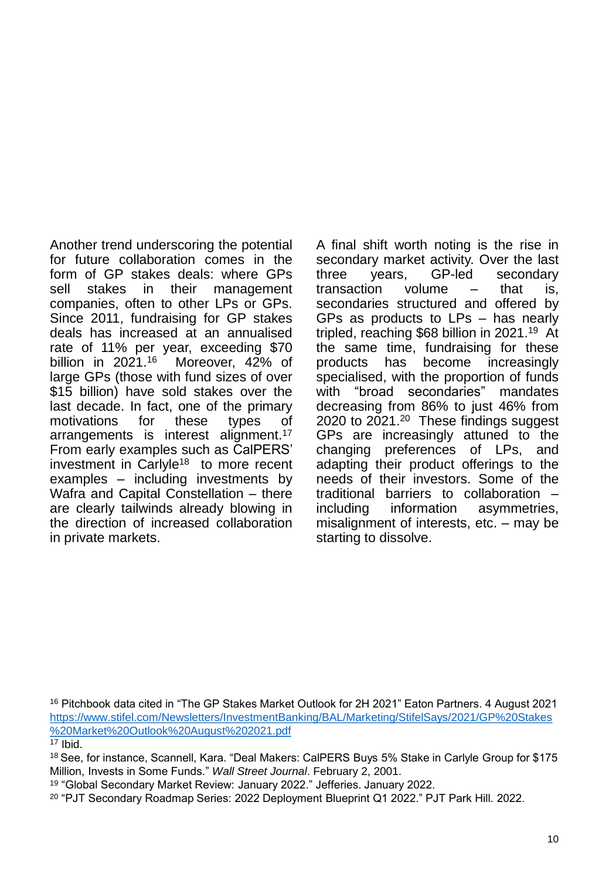Another trend underscoring the potential for future collaboration comes in the form of GP stakes deals: where GPs sell stakes in their management companies, often to other LPs or GPs. Since 2011, fundraising for GP stakes deals has increased at an annualised rate of 11% per year, exceeding $70 billion in 2021.[16] Moreover, 42% of large GPs (those with fund sizes of over $15 billion) have sold stakes over the last decade. In fact, one of the primary motivations for these types of arrangements is interest alignment.[17] From early examples such as CalPERS' investment in Carlyle[18] to more recent examples – including investments by Wafra and Capital Constellation – there are clearly tailwinds already blowing in the direction of increased collaboration in private markets.

A final shift worth noting is the rise in secondary market activity. Over the last three years, GP-led secondary transaction volume – that is, secondaries structured and offered by GPs as products to LPs – has nearly tripled, reaching $68 billion in 2021.[19] At the same time, fundraising for these products has become increasingly specialised, with the proportion of funds with "broad secondaries" mandates decreasing from 86% to just 46% from 2020 to 2021.[20] These findings suggest GPs are increasingly attuned to the changing preferences of LPs, and adapting their product offerings to the needs of their investors. Some of the traditional barriers to collaboration – including information asymmetries, misalignment of interests, etc. – may be starting to dissolve.

---

[16] Pitchbook data cited in "The GP Stakes Market Outlook for 2H 2021" Eaton Partners. 4 August 2021 https://www.stifel.com/Newsletters/InvestmentBanking/BAL/Marketing/StifelSays/2021/GP%20Stakes%20Market%20Outlook%20August%202021.pdf

[17] Ibid.

[18] See, for instance, Scannell, Kara. "Deal Makers: CalPERS Buys 5% Stake in Carlyle Group for $175 Million, Invests in Some Funds." *Wall Street Journal*. February 2, 2001.

[19] "Global Secondary Market Review: January 2022." Jefferies. January 2022.

[20] "PJT Secondary Roadmap Series: 2022 Deployment Blueprint Q1 2022." PJT Park Hill. 2022.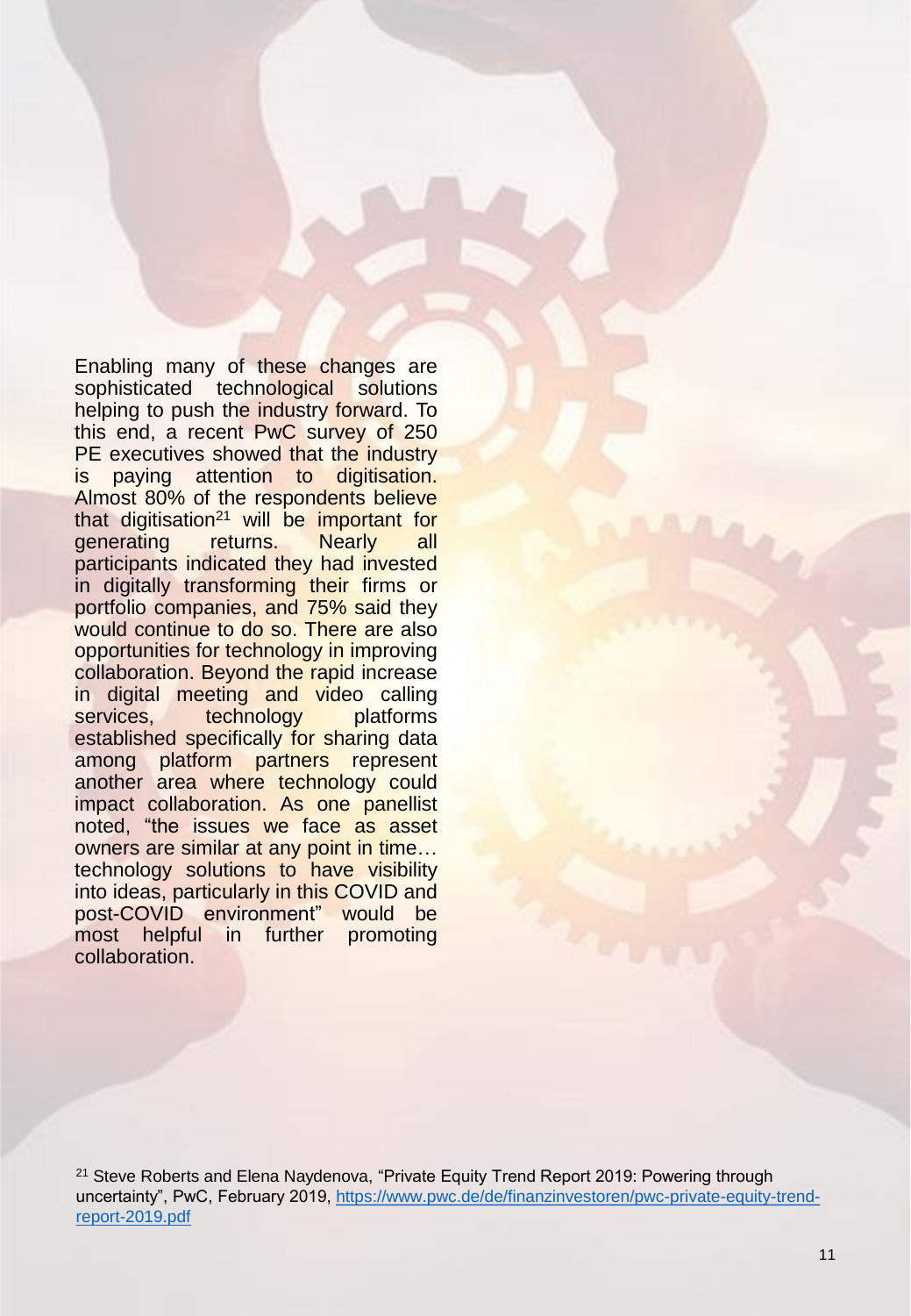Enabling many of these changes are sophisticated technological solutions helping to push the industry forward. To this end, a recent PwC survey of 250 PE executives showed that the industry is paying attention to digitisation. Almost 80% of the respondents believe that digitisation[21] will be important for generating returns. Nearly all participants indicated they had invested in digitally transforming their firms or portfolio companies, and 75% said they would continue to do so. There are also opportunities for technology in improving collaboration. Beyond the rapid increase in digital meeting and video calling services, technology platforms established specifically for sharing data among platform partners represent another area where technology could impact collaboration. As one panellist noted, "the issues we face as asset owners are similar at any point in time… technology solutions to have visibility into ideas, particularly in this COVID and post-COVID environment" would be most helpful in further promoting collaboration.

[21] Steve Roberts and Elena Naydenova, "Private Equity Trend Report 2019: Powering through uncertainty", PwC, February 2019, https://www.pwc.de/de/finanzinvestoren/pwc-private-equity-trend-report-2019.pdf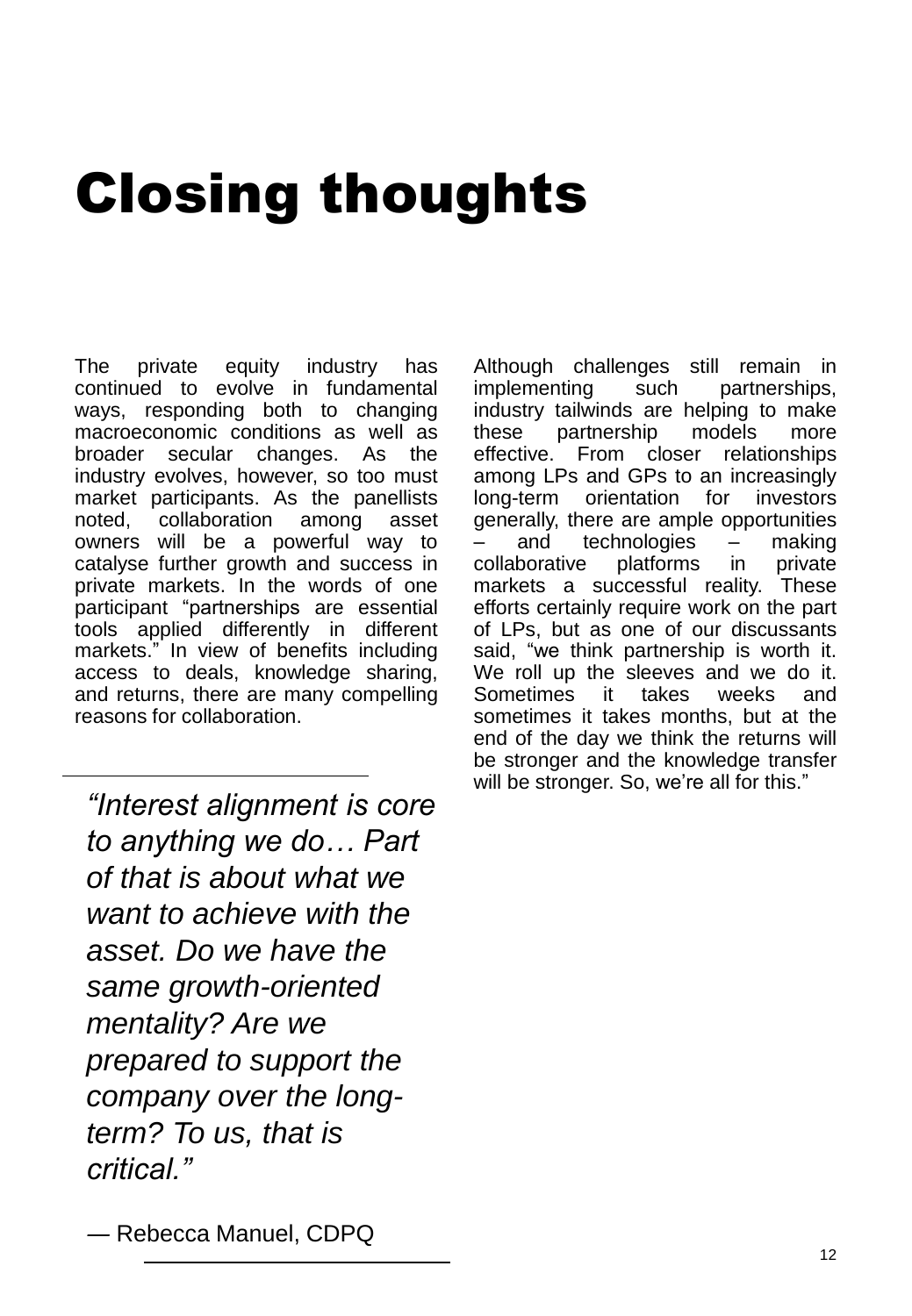# Closing thoughts

The private equity industry has continued to evolve in fundamental ways, responding both to changing macroeconomic conditions as well as broader secular changes. As the industry evolves, however, so too must market participants. As the panellists noted, collaboration among asset owners will be a powerful way to catalyse further growth and success in private markets. In the words of one participant "partnerships are essential tools applied differently in different markets." In view of benefits including access to deals, knowledge sharing, and returns, there are many compelling reasons for collaboration.

> *"Interest alignment is core to anything we do… Part of that is about what we want to achieve with the asset. Do we have the same growth-oriented mentality? Are we prepared to support the company over the long-term? To us, that is critical."*
>
> — Rebecca Manuel, CDPQ

Although challenges still remain in implementing such partnerships, industry tailwinds are helping to make these partnership models more effective. From closer relationships among LPs and GPs to an increasingly long-term orientation for investors generally, there are ample opportunities – and technologies – making collaborative platforms in private markets a successful reality. These efforts certainly require work on the part of LPs, but as one of our discussants said, "we think partnership is worth it. We roll up the sleeves and we do it. Sometimes it takes weeks and sometimes it takes months, but at the end of the day we think the returns will be stronger and the knowledge transfer will be stronger. So, we're all for this."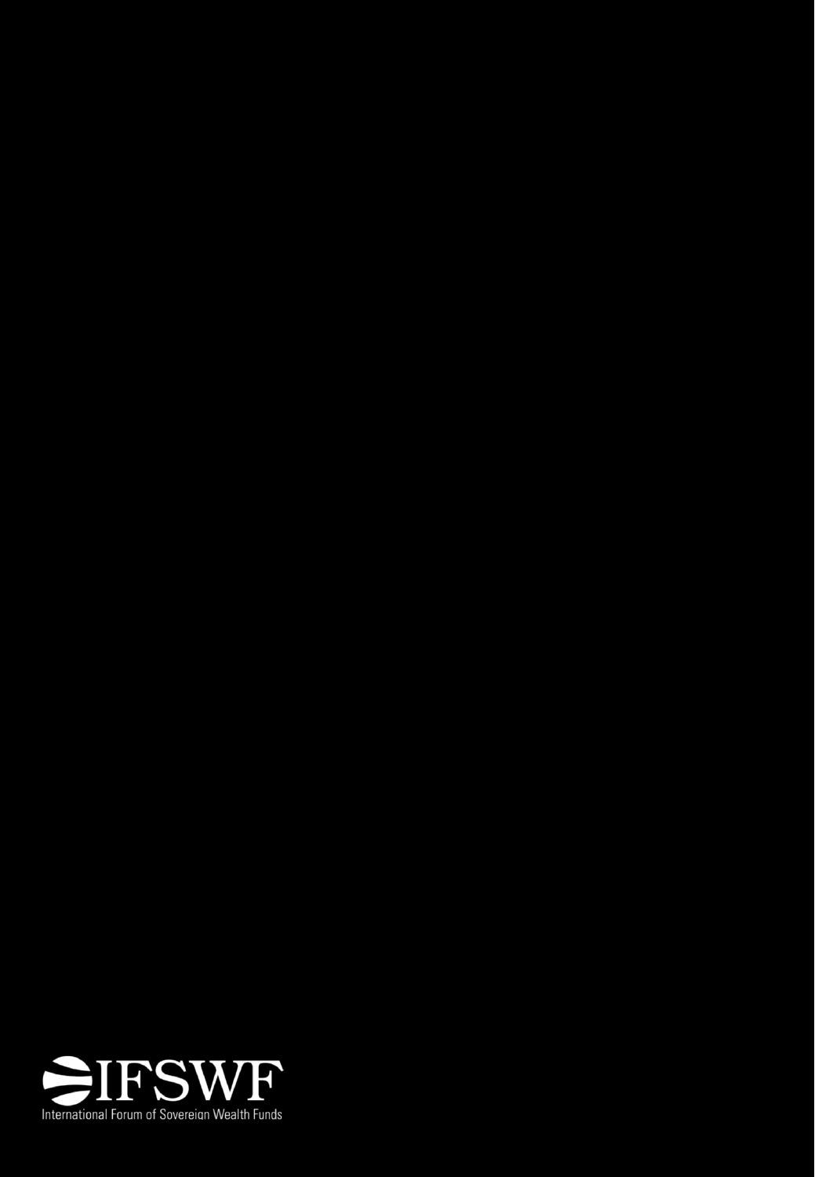IFSWF

International Forum of Sovereign Wealth Funds